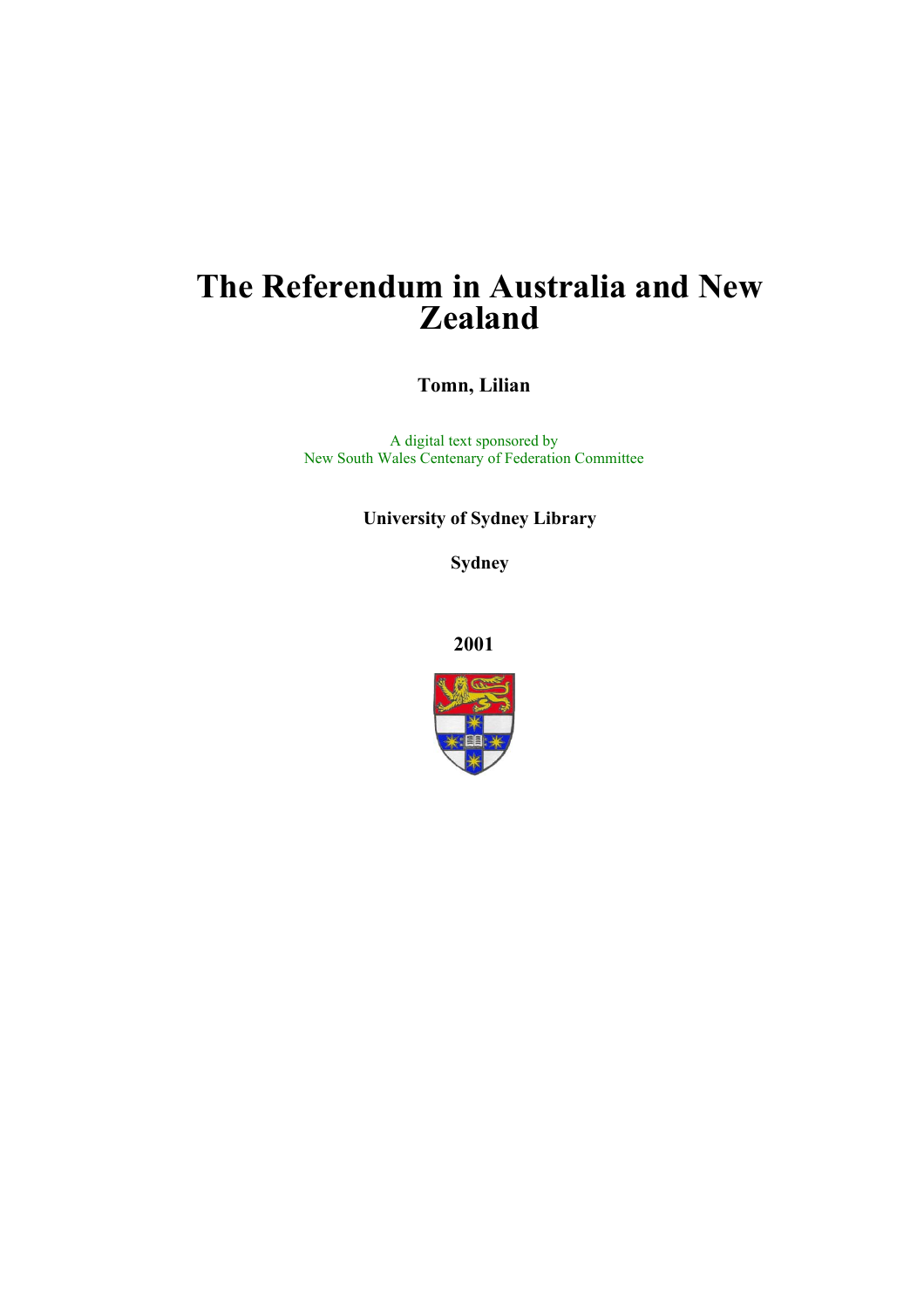# The Referendum in Australia and New Zealand

**Tomn, Lilian**

A digital text sponsored by
New South Wales Centenary of Federation Committee

**University of Sydney Library**

**Sydney**

**2001**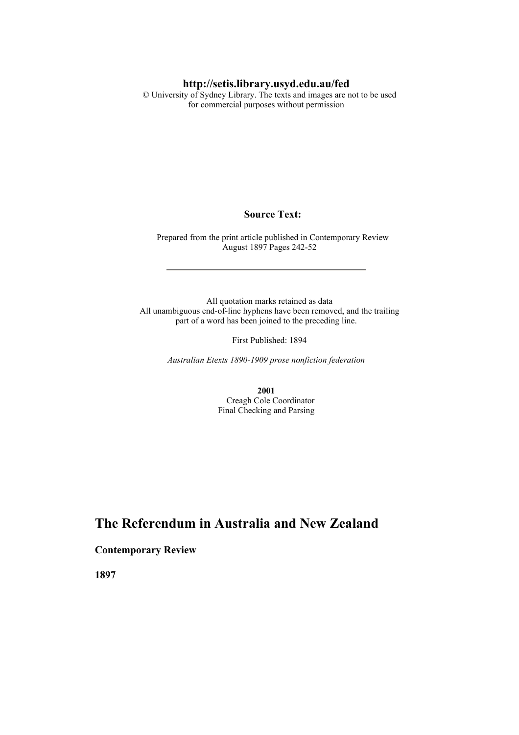**http://setis.library.usyd.edu.au/fed**
© University of Sydney Library. The texts and images are not to be used for commercial purposes without permission

**Source Text:**

Prepared from the print article published in Contemporary Review August 1897 Pages 242-52

---

All quotation marks retained as data
All unambiguous end-of-line hyphens have been removed, and the trailing part of a word has been joined to the preceding line.

First Published: 1894

*Australian Etexts 1890-1909 prose nonfiction federation*

**2001**
Creagh Cole Coordinator
Final Checking and Parsing

# The Referendum in Australia and New Zealand

**Contemporary Review**

**1897**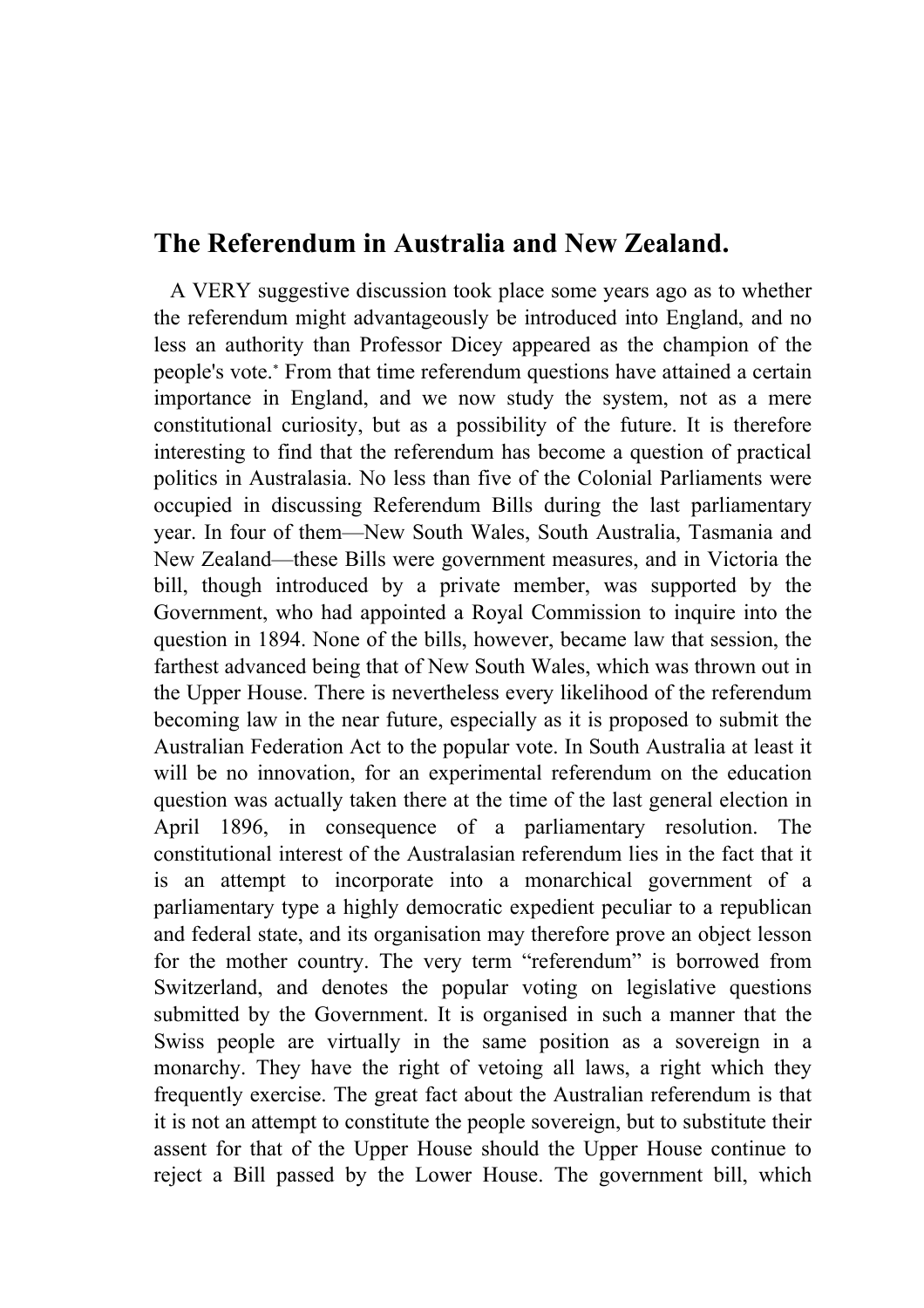## The Referendum in Australia and New Zealand.

A VERY suggestive discussion took place some years ago as to whether the referendum might advantageously be introduced into England, and no less an authority than Professor Dicey appeared as the champion of the people's vote.* From that time referendum questions have attained a certain importance in England, and we now study the system, not as a mere constitutional curiosity, but as a possibility of the future. It is therefore interesting to find that the referendum has become a question of practical politics in Australasia. No less than five of the Colonial Parliaments were occupied in discussing Referendum Bills during the last parliamentary year. In four of them—New South Wales, South Australia, Tasmania and New Zealand—these Bills were government measures, and in Victoria the bill, though introduced by a private member, was supported by the Government, who had appointed a Royal Commission to inquire into the question in 1894. None of the bills, however, became law that session, the farthest advanced being that of New South Wales, which was thrown out in the Upper House. There is nevertheless every likelihood of the referendum becoming law in the near future, especially as it is proposed to submit the Australian Federation Act to the popular vote. In South Australia at least it will be no innovation, for an experimental referendum on the education question was actually taken there at the time of the last general election in April 1896, in consequence of a parliamentary resolution. The constitutional interest of the Australasian referendum lies in the fact that it is an attempt to incorporate into a monarchical government of a parliamentary type a highly democratic expedient peculiar to a republican and federal state, and its organisation may therefore prove an object lesson for the mother country. The very term "referendum" is borrowed from Switzerland, and denotes the popular voting on legislative questions submitted by the Government. It is organised in such a manner that the Swiss people are virtually in the same position as a sovereign in a monarchy. They have the right of vetoing all laws, a right which they frequently exercise. The great fact about the Australian referendum is that it is not an attempt to constitute the people sovereign, but to substitute their assent for that of the Upper House should the Upper House continue to reject a Bill passed by the Lower House. The government bill, which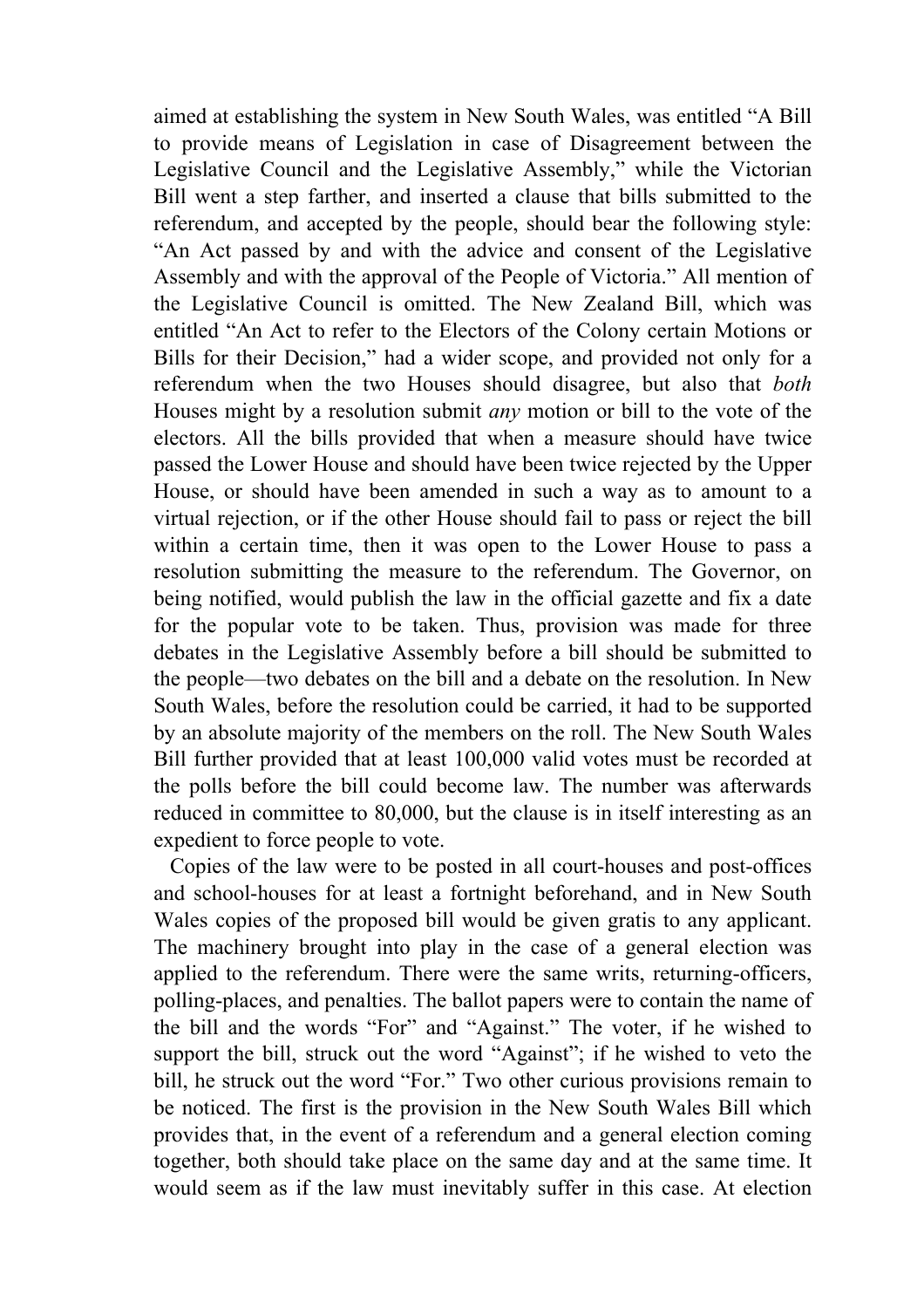aimed at establishing the system in New South Wales, was entitled "A Bill to provide means of Legislation in case of Disagreement between the Legislative Council and the Legislative Assembly," while the Victorian Bill went a step farther, and inserted a clause that bills submitted to the referendum, and accepted by the people, should bear the following style: "An Act passed by and with the advice and consent of the Legislative Assembly and with the approval of the People of Victoria." All mention of the Legislative Council is omitted. The New Zealand Bill, which was entitled "An Act to refer to the Electors of the Colony certain Motions or Bills for their Decision," had a wider scope, and provided not only for a referendum when the two Houses should disagree, but also that *both* Houses might by a resolution submit *any* motion or bill to the vote of the electors. All the bills provided that when a measure should have twice passed the Lower House and should have been twice rejected by the Upper House, or should have been amended in such a way as to amount to a virtual rejection, or if the other House should fail to pass or reject the bill within a certain time, then it was open to the Lower House to pass a resolution submitting the measure to the referendum. The Governor, on being notified, would publish the law in the official gazette and fix a date for the popular vote to be taken. Thus, provision was made for three debates in the Legislative Assembly before a bill should be submitted to the people—two debates on the bill and a debate on the resolution. In New South Wales, before the resolution could be carried, it had to be supported by an absolute majority of the members on the roll. The New South Wales Bill further provided that at least 100,000 valid votes must be recorded at the polls before the bill could become law. The number was afterwards reduced in committee to 80,000, but the clause is in itself interesting as an expedient to force people to vote.

Copies of the law were to be posted in all court-houses and post-offices and school-houses for at least a fortnight beforehand, and in New South Wales copies of the proposed bill would be given gratis to any applicant. The machinery brought into play in the case of a general election was applied to the referendum. There were the same writs, returning-officers, polling-places, and penalties. The ballot papers were to contain the name of the bill and the words "For" and "Against." The voter, if he wished to support the bill, struck out the word "Against"; if he wished to veto the bill, he struck out the word "For." Two other curious provisions remain to be noticed. The first is the provision in the New South Wales Bill which provides that, in the event of a referendum and a general election coming together, both should take place on the same day and at the same time. It would seem as if the law must inevitably suffer in this case. At election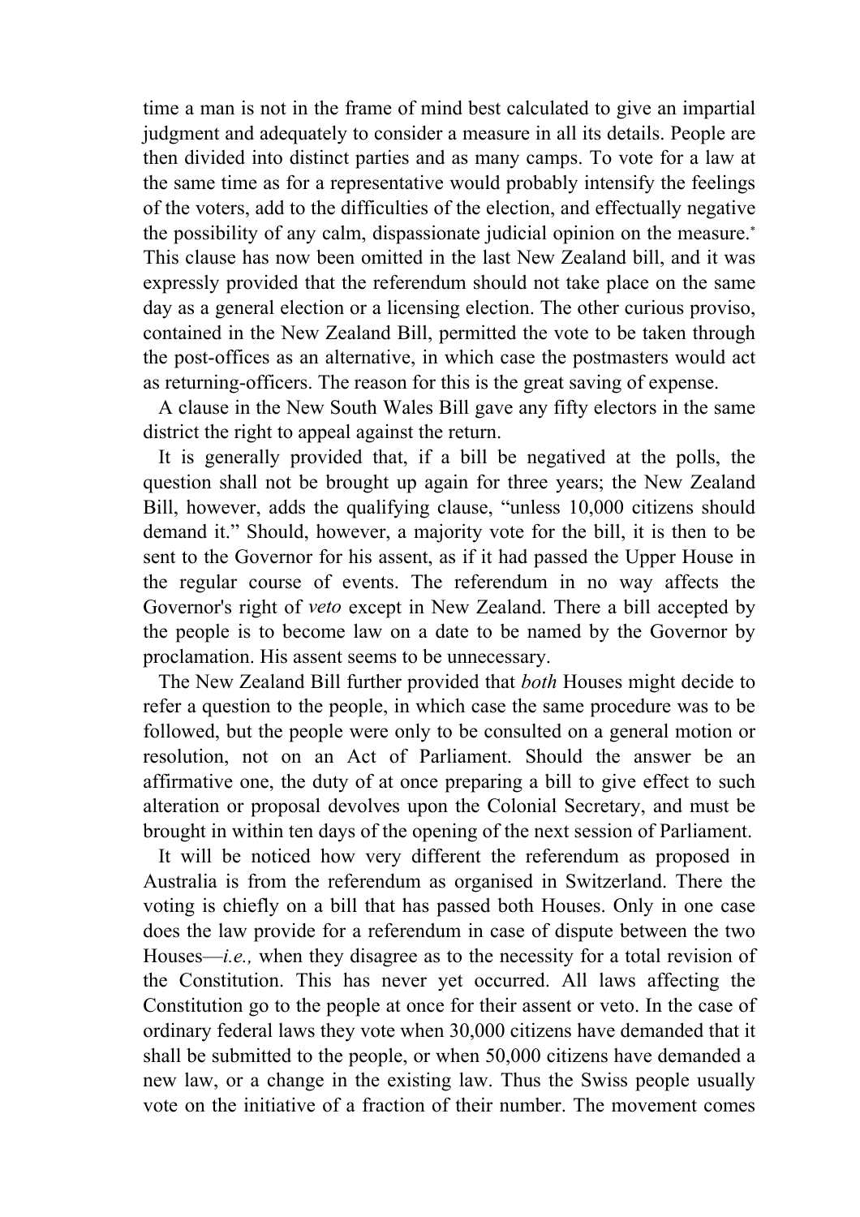time a man is not in the frame of mind best calculated to give an impartial judgment and adequately to consider a measure in all its details. People are then divided into distinct parties and as many camps. To vote for a law at the same time as for a representative would probably intensify the feelings of the voters, add to the difficulties of the election, and effectually negative the possibility of any calm, dispassionate judicial opinion on the measure.* This clause has now been omitted in the last New Zealand bill, and it was expressly provided that the referendum should not take place on the same day as a general election or a licensing election. The other curious proviso, contained in the New Zealand Bill, permitted the vote to be taken through the post-offices as an alternative, in which case the postmasters would act as returning-officers. The reason for this is the great saving of expense.

A clause in the New South Wales Bill gave any fifty electors in the same district the right to appeal against the return.

It is generally provided that, if a bill be negatived at the polls, the question shall not be brought up again for three years; the New Zealand Bill, however, adds the qualifying clause, "unless 10,000 citizens should demand it." Should, however, a majority vote for the bill, it is then to be sent to the Governor for his assent, as if it had passed the Upper House in the regular course of events. The referendum in no way affects the Governor's right of *veto* except in New Zealand. There a bill accepted by the people is to become law on a date to be named by the Governor by proclamation. His assent seems to be unnecessary.

The New Zealand Bill further provided that *both* Houses might decide to refer a question to the people, in which case the same procedure was to be followed, but the people were only to be consulted on a general motion or resolution, not on an Act of Parliament. Should the answer be an affirmative one, the duty of at once preparing a bill to give effect to such alteration or proposal devolves upon the Colonial Secretary, and must be brought in within ten days of the opening of the next session of Parliament.

It will be noticed how very different the referendum as proposed in Australia is from the referendum as organised in Switzerland. There the voting is chiefly on a bill that has passed both Houses. Only in one case does the law provide for a referendum in case of dispute between the two Houses—*i.e.,* when they disagree as to the necessity for a total revision of the Constitution. This has never yet occurred. All laws affecting the Constitution go to the people at once for their assent or veto. In the case of ordinary federal laws they vote when 30,000 citizens have demanded that it shall be submitted to the people, or when 50,000 citizens have demanded a new law, or a change in the existing law. Thus the Swiss people usually vote on the initiative of a fraction of their number. The movement comes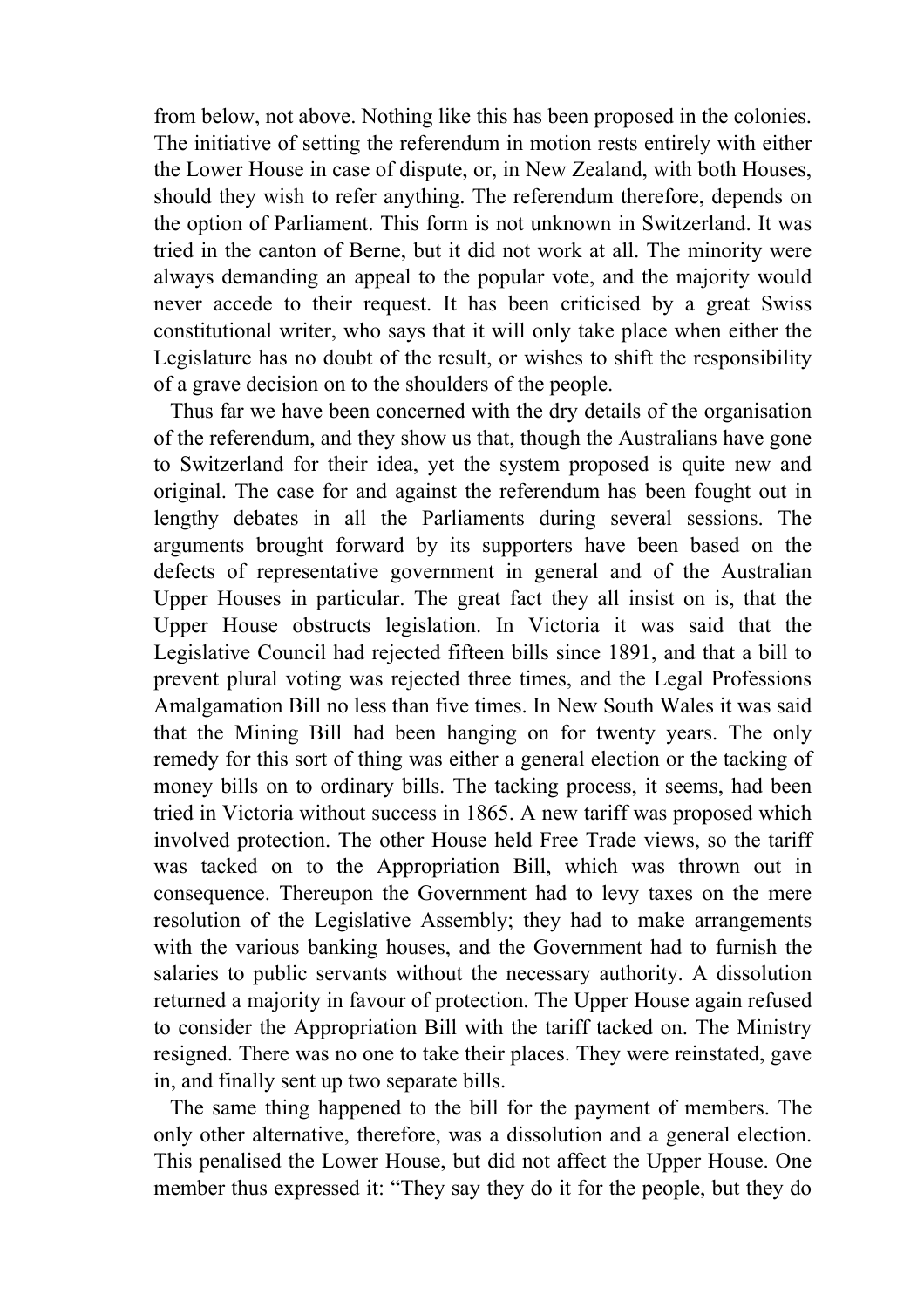from below, not above. Nothing like this has been proposed in the colonies. The initiative of setting the referendum in motion rests entirely with either the Lower House in case of dispute, or, in New Zealand, with both Houses, should they wish to refer anything. The referendum therefore, depends on the option of Parliament. This form is not unknown in Switzerland. It was tried in the canton of Berne, but it did not work at all. The minority were always demanding an appeal to the popular vote, and the majority would never accede to their request. It has been criticised by a great Swiss constitutional writer, who says that it will only take place when either the Legislature has no doubt of the result, or wishes to shift the responsibility of a grave decision on to the shoulders of the people.

Thus far we have been concerned with the dry details of the organisation of the referendum, and they show us that, though the Australians have gone to Switzerland for their idea, yet the system proposed is quite new and original. The case for and against the referendum has been fought out in lengthy debates in all the Parliaments during several sessions. The arguments brought forward by its supporters have been based on the defects of representative government in general and of the Australian Upper Houses in particular. The great fact they all insist on is, that the Upper House obstructs legislation. In Victoria it was said that the Legislative Council had rejected fifteen bills since 1891, and that a bill to prevent plural voting was rejected three times, and the Legal Professions Amalgamation Bill no less than five times. In New South Wales it was said that the Mining Bill had been hanging on for twenty years. The only remedy for this sort of thing was either a general election or the tacking of money bills on to ordinary bills. The tacking process, it seems, had been tried in Victoria without success in 1865. A new tariff was proposed which involved protection. The other House held Free Trade views, so the tariff was tacked on to the Appropriation Bill, which was thrown out in consequence. Thereupon the Government had to levy taxes on the mere resolution of the Legislative Assembly; they had to make arrangements with the various banking houses, and the Government had to furnish the salaries to public servants without the necessary authority. A dissolution returned a majority in favour of protection. The Upper House again refused to consider the Appropriation Bill with the tariff tacked on. The Ministry resigned. There was no one to take their places. They were reinstated, gave in, and finally sent up two separate bills.

The same thing happened to the bill for the payment of members. The only other alternative, therefore, was a dissolution and a general election. This penalised the Lower House, but did not affect the Upper House. One member thus expressed it: “They say they do it for the people, but they do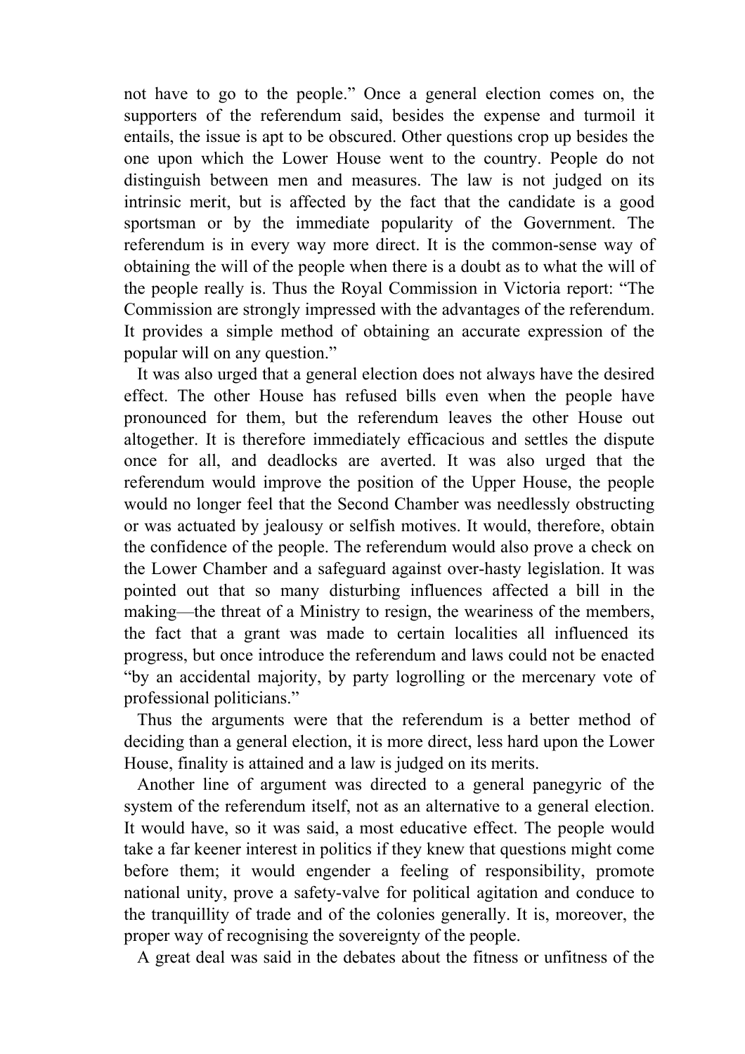not have to go to the people." Once a general election comes on, the supporters of the referendum said, besides the expense and turmoil it entails, the issue is apt to be obscured. Other questions crop up besides the one upon which the Lower House went to the country. People do not distinguish between men and measures. The law is not judged on its intrinsic merit, but is affected by the fact that the candidate is a good sportsman or by the immediate popularity of the Government. The referendum is in every way more direct. It is the common-sense way of obtaining the will of the people when there is a doubt as to what the will of the people really is. Thus the Royal Commission in Victoria report: "The Commission are strongly impressed with the advantages of the referendum. It provides a simple method of obtaining an accurate expression of the popular will on any question."

It was also urged that a general election does not always have the desired effect. The other House has refused bills even when the people have pronounced for them, but the referendum leaves the other House out altogether. It is therefore immediately efficacious and settles the dispute once for all, and deadlocks are averted. It was also urged that the referendum would improve the position of the Upper House, the people would no longer feel that the Second Chamber was needlessly obstructing or was actuated by jealousy or selfish motives. It would, therefore, obtain the confidence of the people. The referendum would also prove a check on the Lower Chamber and a safeguard against over-hasty legislation. It was pointed out that so many disturbing influences affected a bill in the making—the threat of a Ministry to resign, the weariness of the members, the fact that a grant was made to certain localities all influenced its progress, but once introduce the referendum and laws could not be enacted "by an accidental majority, by party logrolling or the mercenary vote of professional politicians."

Thus the arguments were that the referendum is a better method of deciding than a general election, it is more direct, less hard upon the Lower House, finality is attained and a law is judged on its merits.

Another line of argument was directed to a general panegyric of the system of the referendum itself, not as an alternative to a general election. It would have, so it was said, a most educative effect. The people would take a far keener interest in politics if they knew that questions might come before them; it would engender a feeling of responsibility, promote national unity, prove a safety-valve for political agitation and conduce to the tranquillity of trade and of the colonies generally. It is, moreover, the proper way of recognising the sovereignty of the people.

A great deal was said in the debates about the fitness or unfitness of the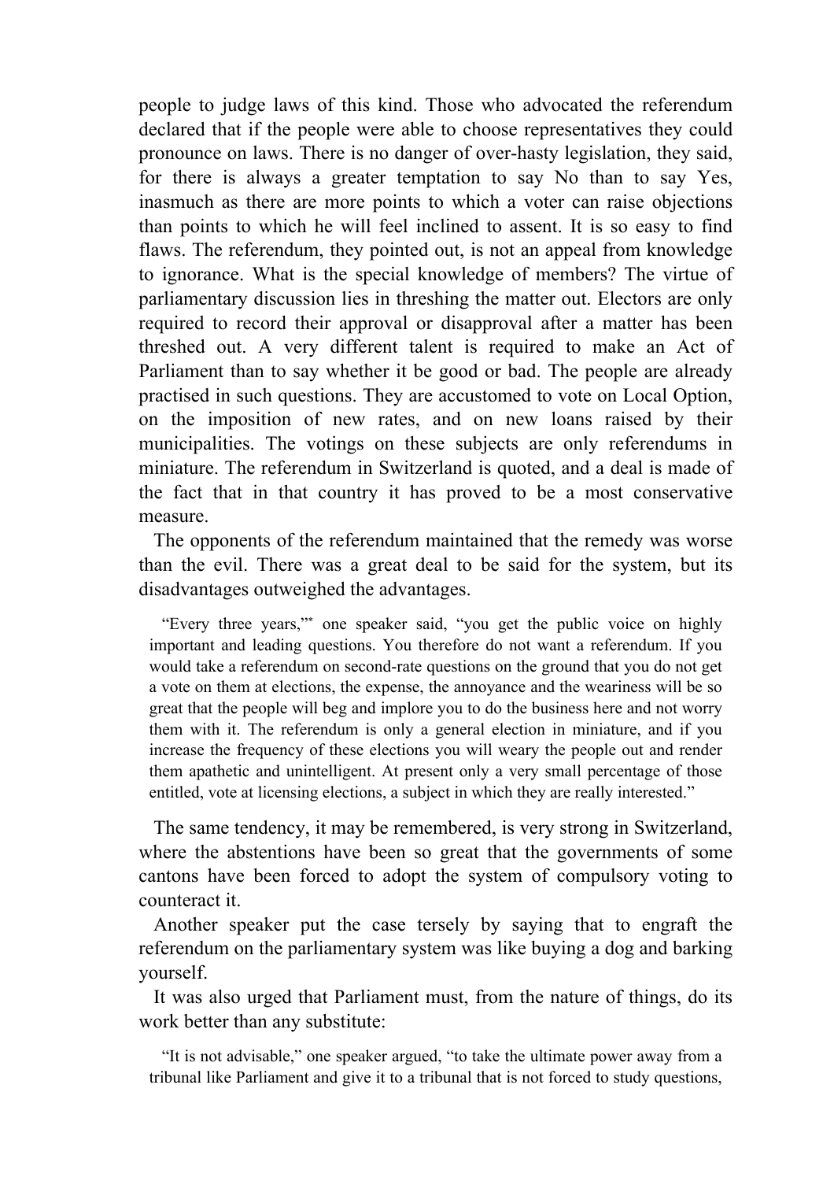people to judge laws of this kind. Those who advocated the referendum declared that if the people were able to choose representatives they could pronounce on laws. There is no danger of over-hasty legislation, they said, for there is always a greater temptation to say No than to say Yes, inasmuch as there are more points to which a voter can raise objections than points to which he will feel inclined to assent. It is so easy to find flaws. The referendum, they pointed out, is not an appeal from knowledge to ignorance. What is the special knowledge of members? The virtue of parliamentary discussion lies in threshing the matter out. Electors are only required to record their approval or disapproval after a matter has been threshed out. A very different talent is required to make an Act of Parliament than to say whether it be good or bad. The people are already practised in such questions. They are accustomed to vote on Local Option, on the imposition of new rates, and on new loans raised by their municipalities. The votings on these subjects are only referendums in miniature. The referendum in Switzerland is quoted, and a deal is made of the fact that in that country it has proved to be a most conservative measure.

The opponents of the referendum maintained that the remedy was worse than the evil. There was a great deal to be said for the system, but its disadvantages outweighed the advantages.

> "Every three years,"* one speaker said, "you get the public voice on highly important and leading questions. You therefore do not want a referendum. If you would take a referendum on second-rate questions on the ground that you do not get a vote on them at elections, the expense, the annoyance and the weariness will be so great that the people will beg and implore you to do the business here and not worry them with it. The referendum is only a general election in miniature, and if you increase the frequency of these elections you will weary the people out and render them apathetic and unintelligent. At present only a very small percentage of those entitled, vote at licensing elections, a subject in which they are really interested."

The same tendency, it may be remembered, is very strong in Switzerland, where the abstentions have been so great that the governments of some cantons have been forced to adopt the system of compulsory voting to counteract it.

Another speaker put the case tersely by saying that to engraft the referendum on the parliamentary system was like buying a dog and barking yourself.

It was also urged that Parliament must, from the nature of things, do its work better than any substitute:

> "It is not advisable," one speaker argued, "to take the ultimate power away from a tribunal like Parliament and give it to a tribunal that is not forced to study questions,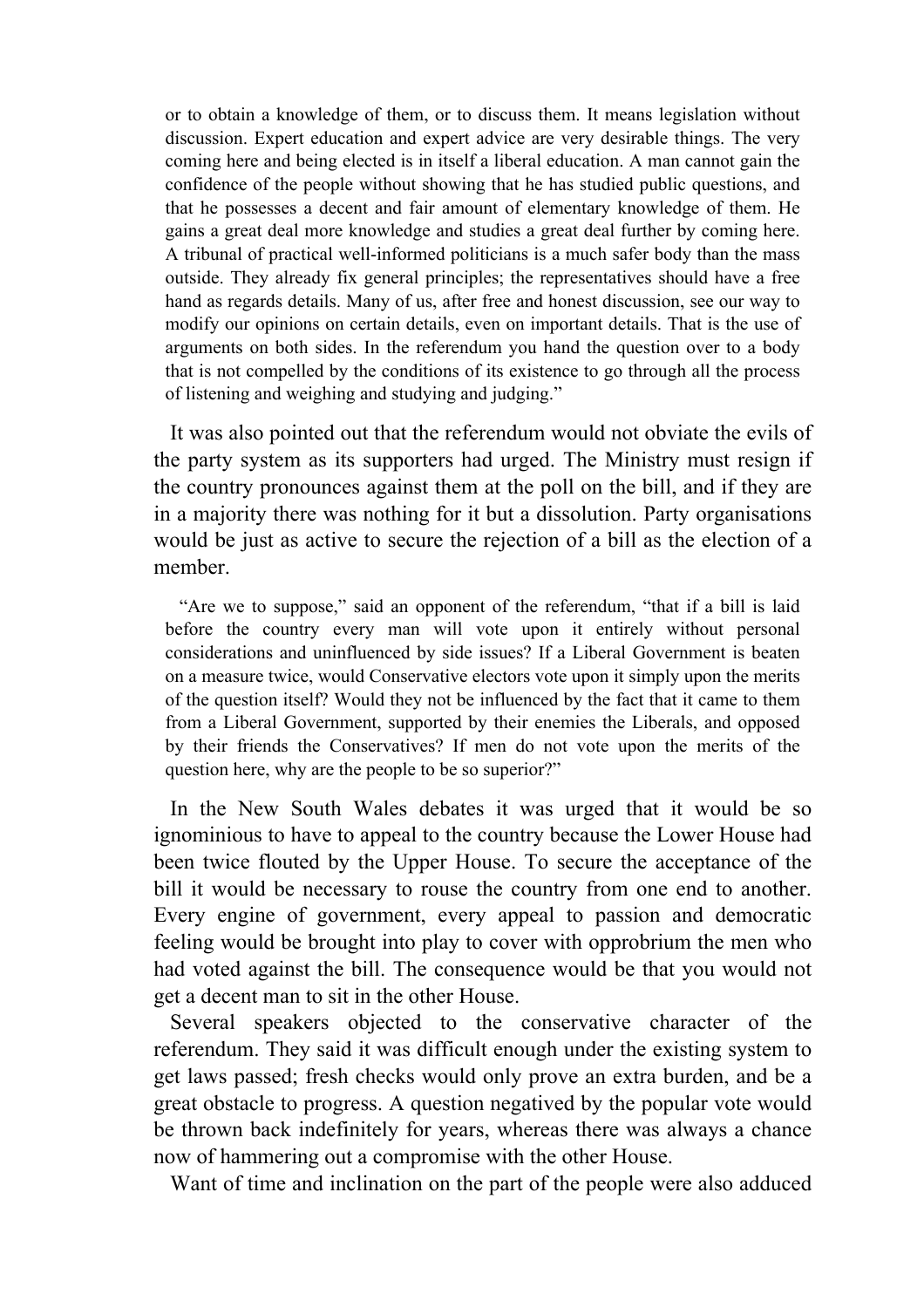> or to obtain a knowledge of them, or to discuss them. It means legislation without discussion. Expert education and expert advice are very desirable things. The very coming here and being elected is in itself a liberal education. A man cannot gain the confidence of the people without showing that he has studied public questions, and that he possesses a decent and fair amount of elementary knowledge of them. He gains a great deal more knowledge and studies a great deal further by coming here. A tribunal of practical well-informed politicians is a much safer body than the mass outside. They already fix general principles; the representatives should have a free hand as regards details. Many of us, after free and honest discussion, see our way to modify our opinions on certain details, even on important details. That is the use of arguments on both sides. In the referendum you hand the question over to a body that is not compelled by the conditions of its existence to go through all the process of listening and weighing and studying and judging."

It was also pointed out that the referendum would not obviate the evils of the party system as its supporters had urged. The Ministry must resign if the country pronounces against them at the poll on the bill, and if they are in a majority there was nothing for it but a dissolution. Party organisations would be just as active to secure the rejection of a bill as the election of a member.

> "Are we to suppose," said an opponent of the referendum, "that if a bill is laid before the country every man will vote upon it entirely without personal considerations and uninfluenced by side issues? If a Liberal Government is beaten on a measure twice, would Conservative electors vote upon it simply upon the merits of the question itself? Would they not be influenced by the fact that it came to them from a Liberal Government, supported by their enemies the Liberals, and opposed by their friends the Conservatives? If men do not vote upon the merits of the question here, why are the people to be so superior?"

In the New South Wales debates it was urged that it would be so ignominious to have to appeal to the country because the Lower House had been twice flouted by the Upper House. To secure the acceptance of the bill it would be necessary to rouse the country from one end to another. Every engine of government, every appeal to passion and democratic feeling would be brought into play to cover with opprobrium the men who had voted against the bill. The consequence would be that you would not get a decent man to sit in the other House.

Several speakers objected to the conservative character of the referendum. They said it was difficult enough under the existing system to get laws passed; fresh checks would only prove an extra burden, and be a great obstacle to progress. A question negatived by the popular vote would be thrown back indefinitely for years, whereas there was always a chance now of hammering out a compromise with the other House.

Want of time and inclination on the part of the people were also adduced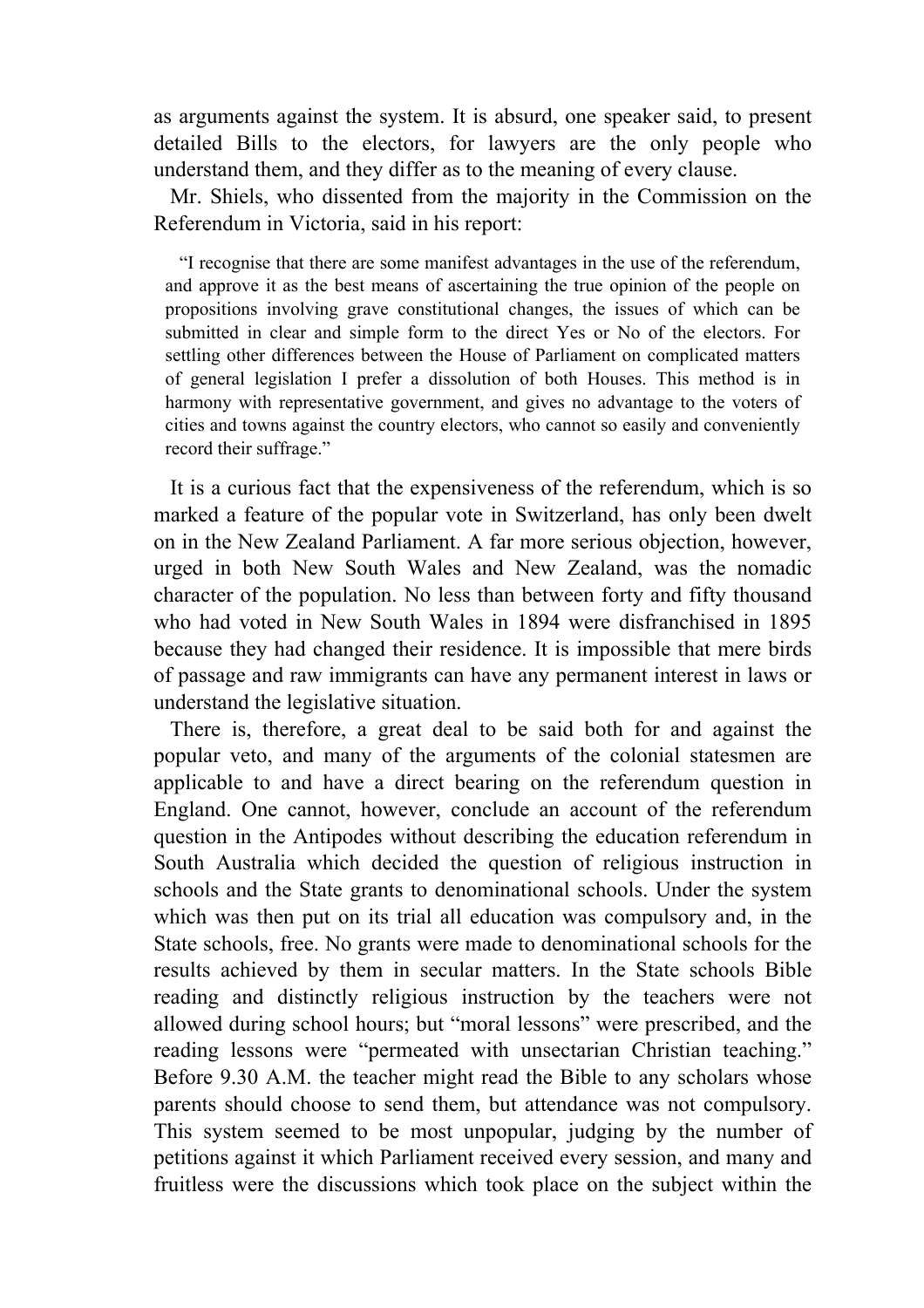as arguments against the system. It is absurd, one speaker said, to present detailed Bills to the electors, for lawyers are the only people who understand them, and they differ as to the meaning of every clause.

Mr. Shiels, who dissented from the majority in the Commission on the Referendum in Victoria, said in his report:

> "I recognise that there are some manifest advantages in the use of the referendum, and approve it as the best means of ascertaining the true opinion of the people on propositions involving grave constitutional changes, the issues of which can be submitted in clear and simple form to the direct Yes or No of the electors. For settling other differences between the House of Parliament on complicated matters of general legislation I prefer a dissolution of both Houses. This method is in harmony with representative government, and gives no advantage to the voters of cities and towns against the country electors, who cannot so easily and conveniently record their suffrage."

It is a curious fact that the expensiveness of the referendum, which is so marked a feature of the popular vote in Switzerland, has only been dwelt on in the New Zealand Parliament. A far more serious objection, however, urged in both New South Wales and New Zealand, was the nomadic character of the population. No less than between forty and fifty thousand who had voted in New South Wales in 1894 were disfranchised in 1895 because they had changed their residence. It is impossible that mere birds of passage and raw immigrants can have any permanent interest in laws or understand the legislative situation.

There is, therefore, a great deal to be said both for and against the popular veto, and many of the arguments of the colonial statesmen are applicable to and have a direct bearing on the referendum question in England. One cannot, however, conclude an account of the referendum question in the Antipodes without describing the education referendum in South Australia which decided the question of religious instruction in schools and the State grants to denominational schools. Under the system which was then put on its trial all education was compulsory and, in the State schools, free. No grants were made to denominational schools for the results achieved by them in secular matters. In the State schools Bible reading and distinctly religious instruction by the teachers were not allowed during school hours; but "moral lessons" were prescribed, and the reading lessons were "permeated with unsectarian Christian teaching." Before 9.30 A.M. the teacher might read the Bible to any scholars whose parents should choose to send them, but attendance was not compulsory. This system seemed to be most unpopular, judging by the number of petitions against it which Parliament received every session, and many and fruitless were the discussions which took place on the subject within the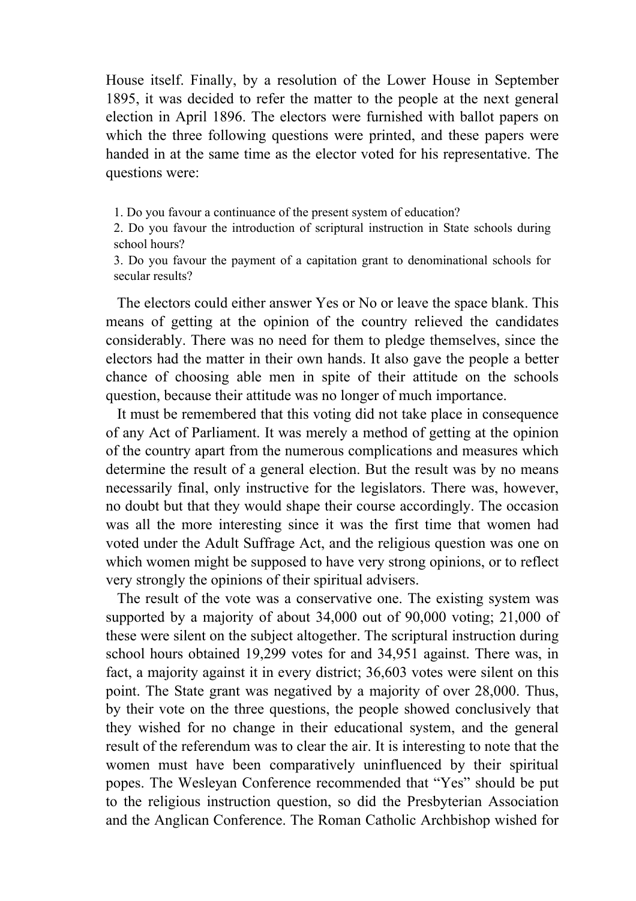House itself. Finally, by a resolution of the Lower House in September 1895, it was decided to refer the matter to the people at the next general election in April 1896. The electors were furnished with ballot papers on which the three following questions were printed, and these papers were handed in at the same time as the elector voted for his representative. The questions were:

1. Do you favour a continuance of the present system of education?
2. Do you favour the introduction of scriptural instruction in State schools during school hours?
3. Do you favour the payment of a capitation grant to denominational schools for secular results?

The electors could either answer Yes or No or leave the space blank. This means of getting at the opinion of the country relieved the candidates considerably. There was no need for them to pledge themselves, since the electors had the matter in their own hands. It also gave the people a better chance of choosing able men in spite of their attitude on the schools question, because their attitude was no longer of much importance.

It must be remembered that this voting did not take place in consequence of any Act of Parliament. It was merely a method of getting at the opinion of the country apart from the numerous complications and measures which determine the result of a general election. But the result was by no means necessarily final, only instructive for the legislators. There was, however, no doubt but that they would shape their course accordingly. The occasion was all the more interesting since it was the first time that women had voted under the Adult Suffrage Act, and the religious question was one on which women might be supposed to have very strong opinions, or to reflect very strongly the opinions of their spiritual advisers.

The result of the vote was a conservative one. The existing system was supported by a majority of about 34,000 out of 90,000 voting; 21,000 of these were silent on the subject altogether. The scriptural instruction during school hours obtained 19,299 votes for and 34,951 against. There was, in fact, a majority against it in every district; 36,603 votes were silent on this point. The State grant was negatived by a majority of over 28,000. Thus, by their vote on the three questions, the people showed conclusively that they wished for no change in their educational system, and the general result of the referendum was to clear the air. It is interesting to note that the women must have been comparatively uninfluenced by their spiritual popes. The Wesleyan Conference recommended that "Yes" should be put to the religious instruction question, so did the Presbyterian Association and the Anglican Conference. The Roman Catholic Archbishop wished for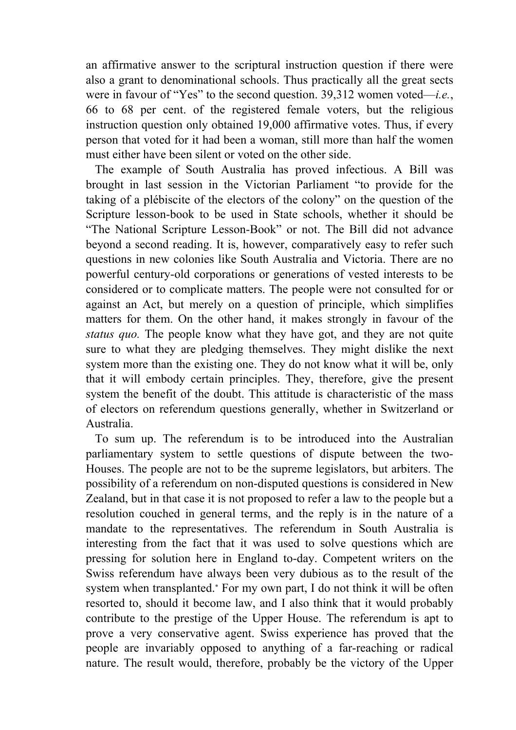an affirmative answer to the scriptural instruction question if there were also a grant to denominational schools. Thus practically all the great sects were in favour of "Yes" to the second question. 39,312 women voted—*i.e.*, 66 to 68 per cent. of the registered female voters, but the religious instruction question only obtained 19,000 affirmative votes. Thus, if every person that voted for it had been a woman, still more than half the women must either have been silent or voted on the other side.

The example of South Australia has proved infectious. A Bill was brought in last session in the Victorian Parliament "to provide for the taking of a plébiscite of the electors of the colony" on the question of the Scripture lesson-book to be used in State schools, whether it should be "The National Scripture Lesson-Book" or not. The Bill did not advance beyond a second reading. It is, however, comparatively easy to refer such questions in new colonies like South Australia and Victoria. There are no powerful century-old corporations or generations of vested interests to be considered or to complicate matters. The people were not consulted for or against an Act, but merely on a question of principle, which simplifies matters for them. On the other hand, it makes strongly in favour of the *status quo.* The people know what they have got, and they are not quite sure to what they are pledging themselves. They might dislike the next system more than the existing one. They do not know what it will be, only that it will embody certain principles. They, therefore, give the present system the benefit of the doubt. This attitude is characteristic of the mass of electors on referendum questions generally, whether in Switzerland or Australia.

To sum up. The referendum is to be introduced into the Australian parliamentary system to settle questions of dispute between the two-Houses. The people are not to be the supreme legislators, but arbiters. The possibility of a referendum on non-disputed questions is considered in New Zealand, but in that case it is not proposed to refer a law to the people but a resolution couched in general terms, and the reply is in the nature of a mandate to the representatives. The referendum in South Australia is interesting from the fact that it was used to solve questions which are pressing for solution here in England to-day. Competent writers on the Swiss referendum have always been very dubious as to the result of the system when transplanted.* For my own part, I do not think it will be often resorted to, should it become law, and I also think that it would probably contribute to the prestige of the Upper House. The referendum is apt to prove a very conservative agent. Swiss experience has proved that the people are invariably opposed to anything of a far-reaching or radical nature. The result would, therefore, probably be the victory of the Upper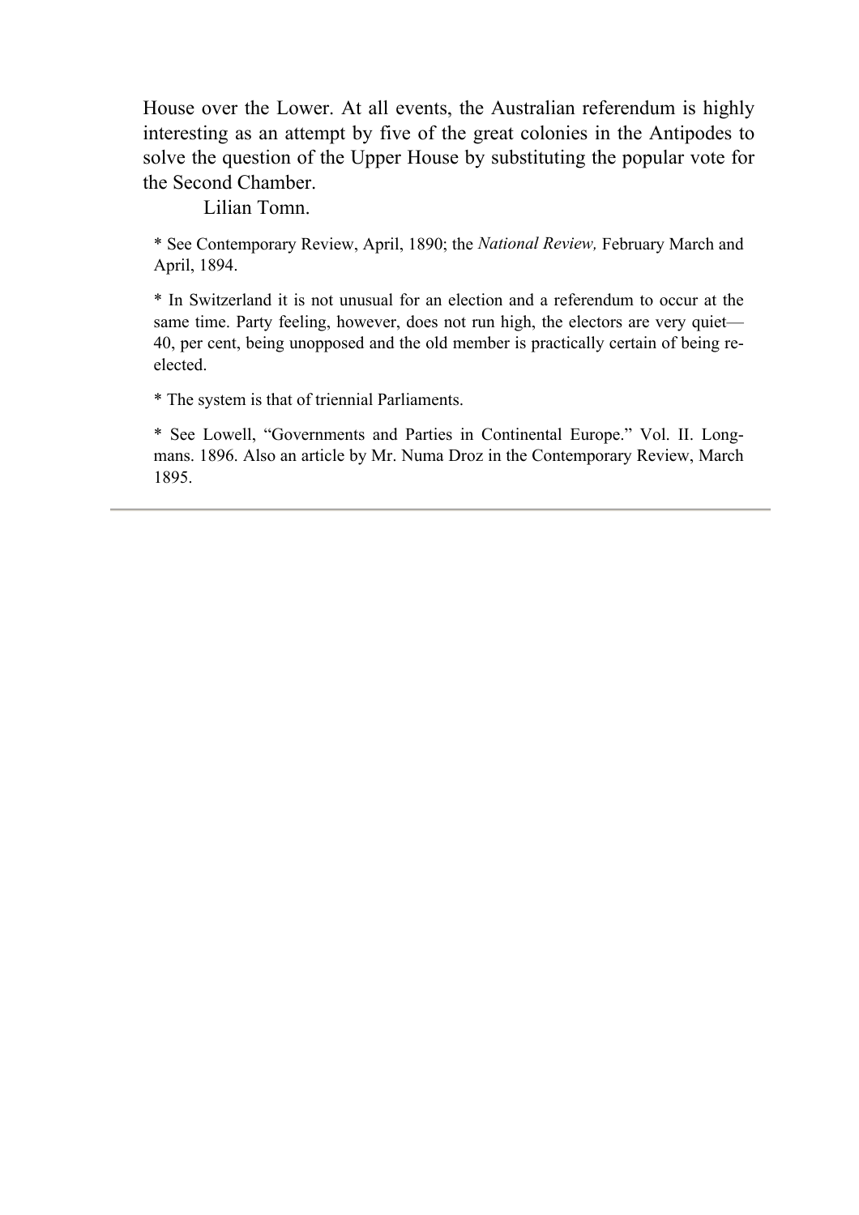House over the Lower. At all events, the Australian referendum is highly interesting as an attempt by five of the great colonies in the Antipodes to solve the question of the Upper House by substituting the popular vote for the Second Chamber.

Lilian Tomn.

* See Contemporary Review, April, 1890; the *National Review,* February March and April, 1894.

* In Switzerland it is not unusual for an election and a referendum to occur at the same time. Party feeling, however, does not run high, the electors are very quiet—40, per cent, being unopposed and the old member is practically certain of being re-elected.

* The system is that of triennial Parliaments.

* See Lowell, "Governments and Parties in Continental Europe." Vol. II. Longmans. 1896. Also an article by Mr. Numa Droz in the Contemporary Review, March 1895.